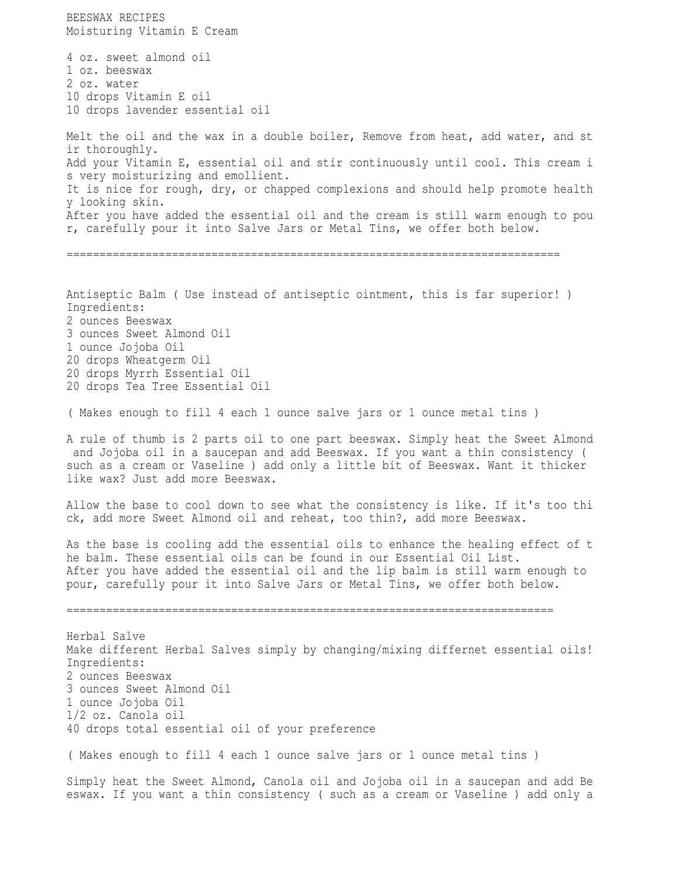# BEESWAX RECIPES

## Moisturing Vitamin E Cream

4 oz. sweet almond oil
1 oz. beeswax
2 oz. water
10 drops Vitamin E oil
10 drops lavender essential oil

Melt the oil and the wax in a double boiler, Remove from heat, add water, and stir thoroughly.
Add your Vitamin E, essential oil and stir continuously until cool. This cream is very moisturizing and emollient.
It is nice for rough, dry, or chapped complexions and should help promote healthy looking skin.
After you have added the essential oil and the cream is still warm enough to pour, carefully pour it into Salve Jars or Metal Tins, we offer both below.

===========================================================================

## Antiseptic Balm ( Use instead of antiseptic ointment, this is far superior! )

Ingredients:
2 ounces Beeswax
3 ounces Sweet Almond Oil
1 ounce Jojoba Oil
20 drops Wheatgerm Oil
20 drops Myrrh Essential Oil
20 drops Tea Tree Essential Oil

( Makes enough to fill 4 each 1 ounce salve jars or 1 ounce metal tins )

A rule of thumb is 2 parts oil to one part beeswax. Simply heat the Sweet Almond and Jojoba oil in a saucepan and add Beeswax. If you want a thin consistency ( such as a cream or Vaseline ) add only a little bit of Beeswax. Want it thicker like wax? Just add more Beeswax.

Allow the base to cool down to see what the consistency is like. If it's too thick, add more Sweet Almond oil and reheat, too thin?, add more Beeswax.

As the base is cooling add the essential oils to enhance the healing effect of the balm. These essential oils can be found in our Essential Oil List.
After you have added the essential oil and the lip balm is still warm enough to pour, carefully pour it into Salve Jars or Metal Tins, we offer both below.

===========================================================================

## Herbal Salve

Make different Herbal Salves simply by changing/mixing differnet essential oils!
Ingredients:
2 ounces Beeswax
3 ounces Sweet Almond Oil
1 ounce Jojoba Oil
1/2 oz. Canola oil
40 drops total essential oil of your preference

( Makes enough to fill 4 each 1 ounce salve jars or 1 ounce metal tins )

Simply heat the Sweet Almond, Canola oil and Jojoba oil in a saucepan and add Beeswax. If you want a thin consistency ( such as a cream or Vaseline ) add only a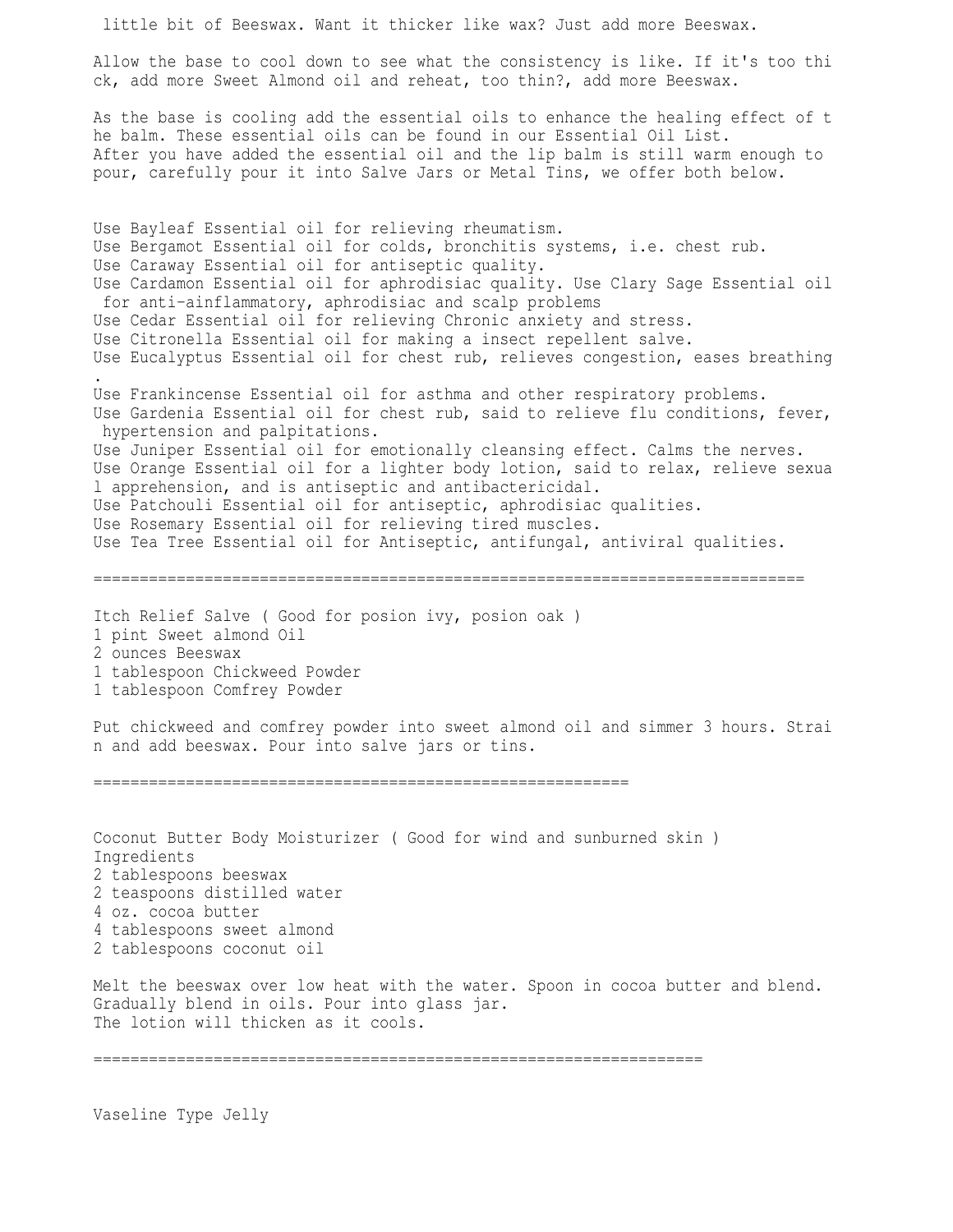little bit of Beeswax. Want it thicker like wax? Just add more Beeswax.

Allow the base to cool down to see what the consistency is like. If it's too thick, add more Sweet Almond oil and reheat, too thin?, add more Beeswax.

As the base is cooling add the essential oils to enhance the healing effect of the balm. These essential oils can be found in our Essential Oil List.
After you have added the essential oil and the lip balm is still warm enough to pour, carefully pour it into Salve Jars or Metal Tins, we offer both below.

Use Bayleaf Essential oil for relieving rheumatism.
Use Bergamot Essential oil for colds, bronchitis systems, i.e. chest rub.
Use Caraway Essential oil for antiseptic quality.
Use Cardamon Essential oil for aphrodisiac quality. Use Clary Sage Essential oil for anti-ainflammatory, aphrodisiac and scalp problems
Use Cedar Essential oil for relieving Chronic anxiety and stress.
Use Citronella Essential oil for making a insect repellent salve.
Use Eucalyptus Essential oil for chest rub, relieves congestion, eases breathing.
Use Frankincense Essential oil for asthma and other respiratory problems.
Use Gardenia Essential oil for chest rub, said to relieve flu conditions, fever, hypertension and palpitations.
Use Juniper Essential oil for emotionally cleansing effect. Calms the nerves.
Use Orange Essential oil for a lighter body lotion, said to relax, relieve sexual apprehension, and is antiseptic and antibactericidal.
Use Patchouli Essential oil for antiseptic, aphrodisiac qualities.
Use Rosemary Essential oil for relieving tired muscles.
Use Tea Tree Essential oil for Antiseptic, antifungal, antiviral qualities.

===============================================================================

Itch Relief Salve ( Good for posion ivy, posion oak )
1 pint Sweet almond Oil
2 ounces Beeswax
1 tablespoon Chickweed Powder
1 tablespoon Comfrey Powder

Put chickweed and comfrey powder into sweet almond oil and simmer 3 hours. Strain and add beeswax. Pour into salve jars or tins.

============================================================

Coconut Butter Body Moisturizer ( Good for wind and sunburned skin )
Ingredients
2 tablespoons beeswax
2 teaspoons distilled water
4 oz. cocoa butter
4 tablespoons sweet almond
2 tablespoons coconut oil

Melt the beeswax over low heat with the water. Spoon in cocoa butter and blend.
Gradually blend in oils. Pour into glass jar.
The lotion will thicken as it cools.

====================================================================

Vaseline Type Jelly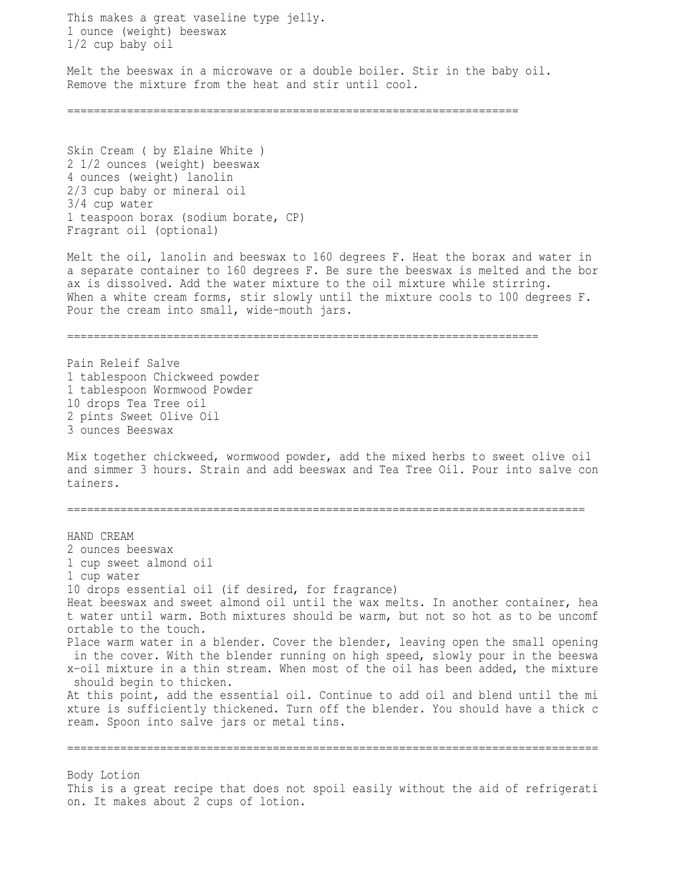This makes a great vaseline type jelly.
1 ounce (weight) beeswax
1/2 cup baby oil

Melt the beeswax in a microwave or a double boiler. Stir in the baby oil. Remove the mixture from the heat and stir until cool.

==================================================================

Skin Cream ( by Elaine White )
2 1/2 ounces (weight) beeswax
4 ounces (weight) lanolin
2/3 cup baby or mineral oil
3/4 cup water
1 teaspoon borax (sodium borate, CP)
Fragrant oil (optional)

Melt the oil, lanolin and beeswax to 160 degrees F. Heat the borax and water in a separate container to 160 degrees F. Be sure the beeswax is melted and the borax is dissolved. Add the water mixture to the oil mixture while stirring. When a white cream forms, stir slowly until the mixture cools to 100 degrees F. Pour the cream into small, wide-mouth jars.

=====================================================================

Pain Releif Salve
1 tablespoon Chickweed powder
1 tablespoon Wormwood Powder
10 drops Tea Tree oil
2 pints Sweet Olive Oil
3 ounces Beeswax

Mix together chickweed, wormwood powder, add the mixed herbs to sweet olive oil and simmer 3 hours. Strain and add beeswax and Tea Tree Oil. Pour into salve containers.

============================================================================

HAND CREAM
2 ounces beeswax
1 cup sweet almond oil
1 cup water
10 drops essential oil (if desired, for fragrance)
Heat beeswax and sweet almond oil until the wax melts. In another container, heat water until warm. Both mixtures should be warm, but not so hot as to be uncomfortable to the touch.
Place warm water in a blender. Cover the blender, leaving open the small opening in the cover. With the blender running on high speed, slowly pour in the beeswax-oil mixture in a thin stream. When most of the oil has been added, the mixture should begin to thicken.
At this point, add the essential oil. Continue to add oil and blend until the mixture is sufficiently thickened. Turn off the blender. You should have a thick cream. Spoon into salve jars or metal tins.

==============================================================================

Body Lotion
This is a great recipe that does not spoil easily without the aid of refrigeration. It makes about 2 cups of lotion.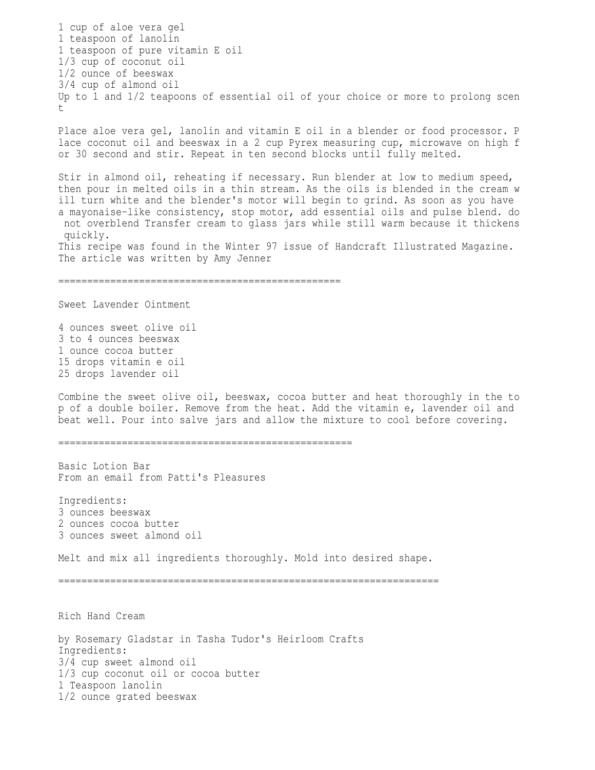1 cup of aloe vera gel
1 teaspoon of lanolin
1 teaspoon of pure vitamin E oil
1/3 cup of coconut oil
1/2 ounce of beeswax
3/4 cup of almond oil
Up to 1 and 1/2 teapoons of essential oil of your choice or more to prolong scent

Place aloe vera gel, lanolin and vitamin E oil in a blender or food processor. Place coconut oil and beeswax in a 2 cup Pyrex measuring cup, microwave on high for 30 second and stir. Repeat in ten second blocks until fully melted.

Stir in almond oil, reheating if necessary. Run blender at low to medium speed, then pour in melted oils in a thin stream. As the oils is blended in the cream will turn white and the blender's motor will begin to grind. As soon as you have a mayonaise-like consistency, stop motor, add essential oils and pulse blend. do not overblend Transfer cream to glass jars while still warm because it thickens quickly.
This recipe was found in the Winter 97 issue of Handcraft Illustrated Magazine. The article was written by Amy Jenner

==================================================

Sweet Lavender Ointment

4 ounces sweet olive oil
3 to 4 ounces beeswax
1 ounce cocoa butter
15 drops vitamin e oil
25 drops lavender oil

Combine the sweet olive oil, beeswax, cocoa butter and heat thoroughly in the top of a double boiler. Remove from the heat. Add the vitamin e, lavender oil and beat well. Pour into salve jars and allow the mixture to cool before covering.

====================================================

Basic Lotion Bar
From an email from Patti's Pleasures

Ingredients:
3 ounces beeswax
2 ounces cocoa butter
3 ounces sweet almond oil

Melt and mix all ingredients thoroughly. Mold into desired shape.

====================================================================

Rich Hand Cream

by Rosemary Gladstar in Tasha Tudor's Heirloom Crafts
Ingredients:
3/4 cup sweet almond oil
1/3 cup coconut oil or cocoa butter
1 Teaspoon lanolin
1/2 ounce grated beeswax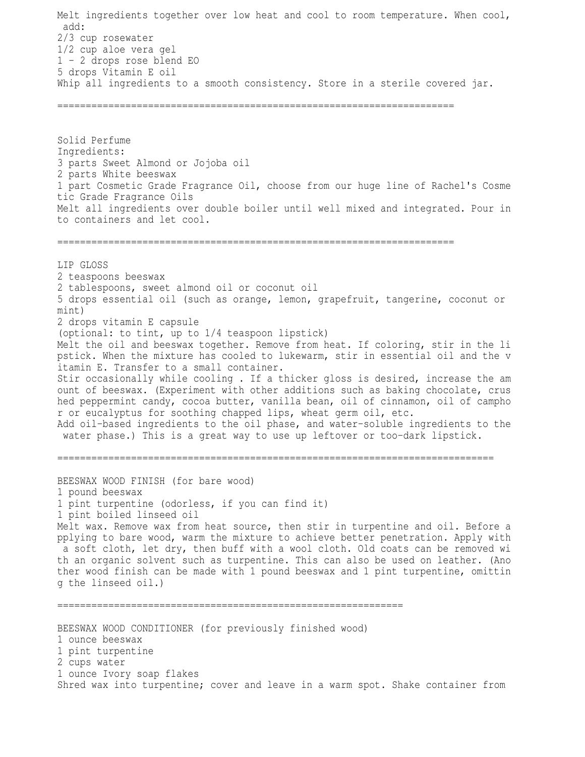Melt ingredients together over low heat and cool to room temperature. When cool, add:

2/3 cup rosewater
1/2 cup aloe vera gel
1 - 2 drops rose blend EO
5 drops Vitamin E oil

Whip all ingredients to a smooth consistency. Store in a sterile covered jar.

=======================================================================

Solid Perfume

Ingredients:
3 parts Sweet Almond or Jojoba oil
2 parts White beeswax
1 part Cosmetic Grade Fragrance Oil, choose from our huge line of Rachel's Cosmetic Grade Fragrance Oils

Melt all ingredients over double boiler until well mixed and integrated. Pour into containers and let cool.

=======================================================================

LIP GLOSS

2 teaspoons beeswax
2 tablespoons, sweet almond oil or coconut oil
5 drops essential oil (such as orange, lemon, grapefruit, tangerine, coconut or mint)
2 drops vitamin E capsule
(optional: to tint, up to 1/4 teaspoon lipstick)

Melt the oil and beeswax together. Remove from heat. If coloring, stir in the lipstick. When the mixture has cooled to lukewarm, stir in essential oil and the vitamin E. Transfer to a small container.
Stir occasionally while cooling . If a thicker gloss is desired, increase the amount of beeswax. (Experiment with other additions such as baking chocolate, crushed peppermint candy, cocoa butter, vanilla bean, oil of cinnamon, oil of camphor or eucalyptus for soothing chapped lips, wheat germ oil, etc.
Add oil-based ingredients to the oil phase, and water-soluble ingredients to the water phase.) This is a great way to use up leftover or too-dark lipstick.

==============================================================================

BEESWAX WOOD FINISH (for bare wood)

1 pound beeswax
1 pint turpentine (odorless, if you can find it)
1 pint boiled linseed oil

Melt wax. Remove wax from heat source, then stir in turpentine and oil. Before applying to bare wood, warm the mixture to achieve better penetration. Apply with a soft cloth, let dry, then buff with a wool cloth. Old coats can be removed with an organic solvent such as turpentine. This can also be used on leather. (Another wood finish can be made with 1 pound beeswax and 1 pint turpentine, omitting the linseed oil.)

=============================================================

BEESWAX WOOD CONDITIONER (for previously finished wood)

1 ounce beeswax
1 pint turpentine
2 cups water
1 ounce Ivory soap flakes

Shred wax into turpentine; cover and leave in a warm spot. Shake container from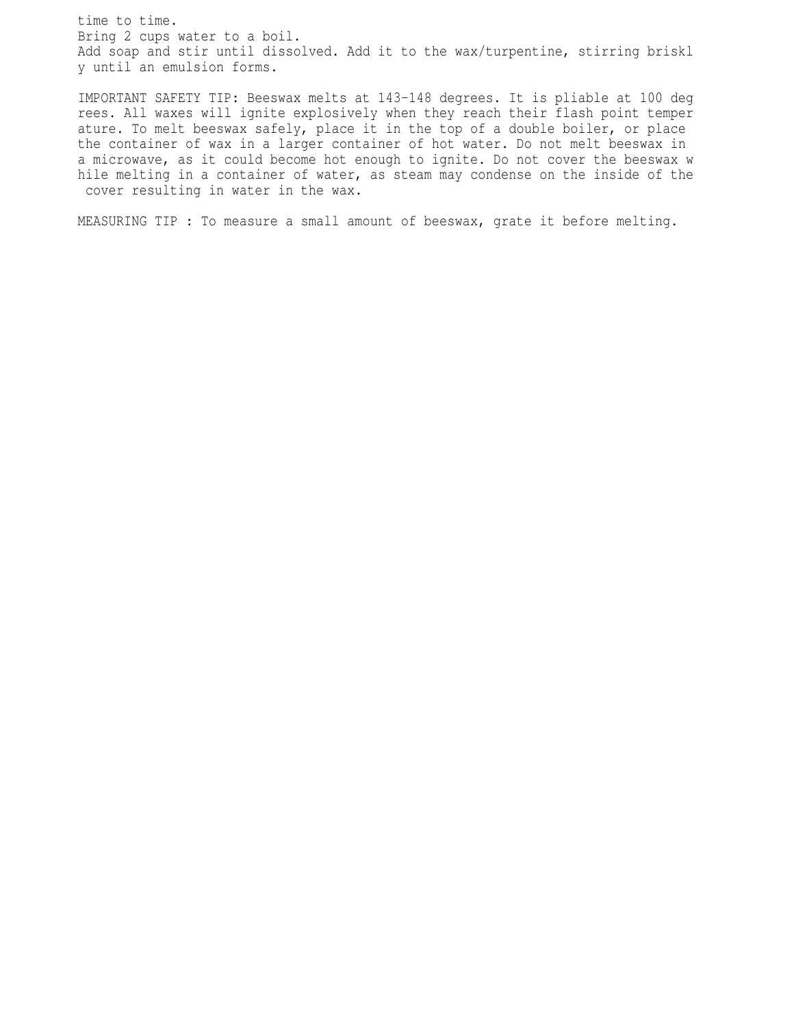time to time.
Bring 2 cups water to a boil.
Add soap and stir until dissolved. Add it to the wax/turpentine, stirring briskly until an emulsion forms.

IMPORTANT SAFETY TIP: Beeswax melts at 143-148 degrees. It is pliable at 100 degrees. All waxes will ignite explosively when they reach their flash point temperature. To melt beeswax safely, place it in the top of a double boiler, or place the container of wax in a larger container of hot water. Do not melt beeswax in a microwave, as it could become hot enough to ignite. Do not cover the beeswax while melting in a container of water, as steam may condense on the inside of the cover resulting in water in the wax.

MEASURING TIP : To measure a small amount of beeswax, grate it before melting.